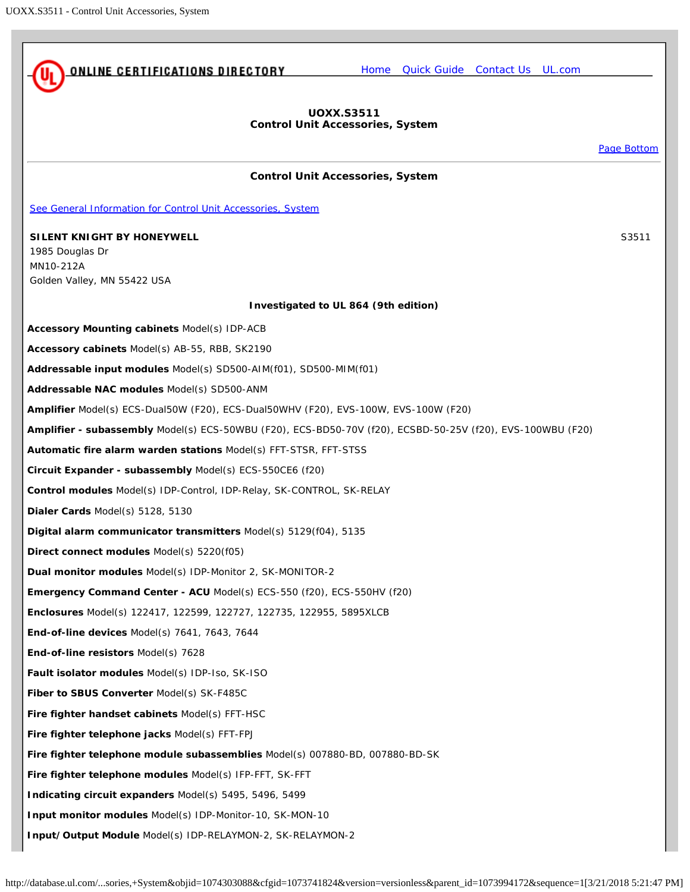ONLINE CERTIFICATIONS DIRECTORY

Home Quick Guide Contact Us UL.com

# UOXX.S3511
## Control Unit Accessories, System

Page Bottom

## Control Unit Accessories, System

See General Information for Control Unit Accessories, System

**SILENT KNIGHT BY HONEYWELL** S3511
1985 Douglas Dr
MN10-212A
Golden Valley, MN 55422 USA

**Investigated to UL 864 (9th edition)**

**Accessory Mounting cabinets** Model(s) IDP-ACB

**Accessory cabinets** Model(s) AB-55, RBB, SK2190

**Addressable input modules** Model(s) SD500-AIM(f01), SD500-MIM(f01)

**Addressable NAC modules** Model(s) SD500-ANM

**Amplifier** Model(s) ECS-Dual50W (F20), ECS-Dual50WHV (F20), EVS-100W, EVS-100W (F20)

**Amplifier - subassembly** Model(s) ECS-50WBU (F20), ECS-BD50-70V (f20), ECSBD-50-25V (f20), EVS-100WBU (F20)

**Automatic fire alarm warden stations** Model(s) FFT-STSR, FFT-STSS

**Circuit Expander - subassembly** Model(s) ECS-550CE6 (f20)

**Control modules** Model(s) IDP-Control, IDP-Relay, SK-CONTROL, SK-RELAY

**Dialer Cards** Model(s) 5128, 5130

**Digital alarm communicator transmitters** Model(s) 5129(f04), 5135

**Direct connect modules** Model(s) 5220(f05)

**Dual monitor modules** Model(s) IDP-Monitor 2, SK-MONITOR-2

**Emergency Command Center - ACU** Model(s) ECS-550 (f20), ECS-550HV (f20)

**Enclosures** Model(s) 122417, 122599, 122727, 122735, 122955, 5895XLCB

**End-of-line devices** Model(s) 7641, 7643, 7644

**End-of-line resistors** Model(s) 7628

**Fault isolator modules** Model(s) IDP-Iso, SK-ISO

**Fiber to SBUS Converter** Model(s) SK-F485C

**Fire fighter handset cabinets** Model(s) FFT-HSC

**Fire fighter telephone jacks** Model(s) FFT-FPJ

**Fire fighter telephone module subassemblies** Model(s) 007880-BD, 007880-BD-SK

**Fire fighter telephone modules** Model(s) IFP-FFT, SK-FFT

**Indicating circuit expanders** Model(s) 5495, 5496, 5499

**Input monitor modules** Model(s) IDP-Monitor-10, SK-MON-10

**Input/Output Module** Model(s) IDP-RELAYMON-2, SK-RELAYMON-2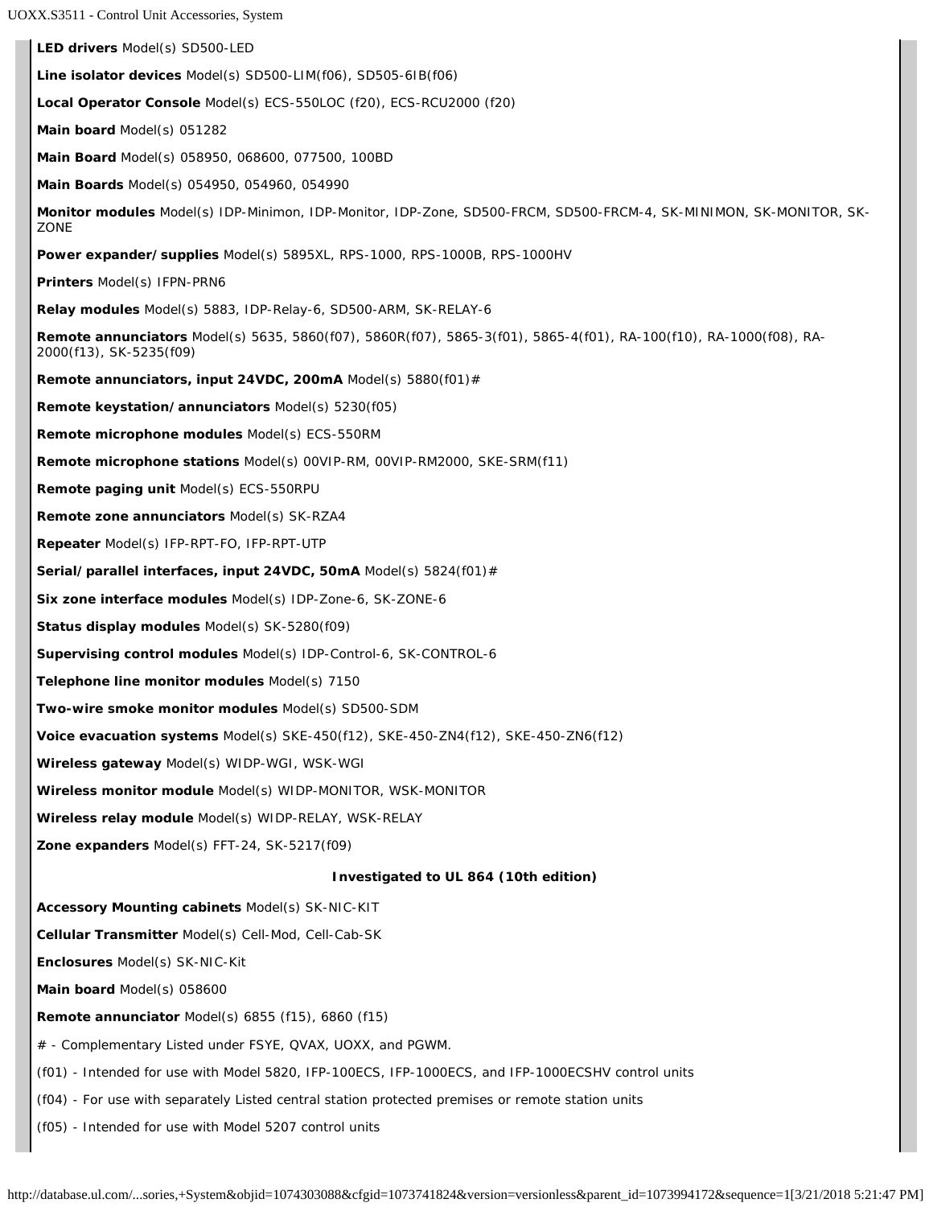**LED drivers** Model(s) SD500-LED

**Line isolator devices** Model(s) SD500-LIM(f06), SD505-6IB(f06)

**Local Operator Console** Model(s) ECS-550LOC (f20), ECS-RCU2000 (f20)

**Main board** Model(s) 051282

**Main Board** Model(s) 058950, 068600, 077500, 100BD

**Main Boards** Model(s) 054950, 054960, 054990

**Monitor modules** Model(s) IDP-Minimon, IDP-Monitor, IDP-Zone, SD500-FRCM, SD500-FRCM-4, SK-MINIMON, SK-MONITOR, SK-ZONE

**Power expander/supplies** Model(s) 5895XL, RPS-1000, RPS-1000B, RPS-1000HV

**Printers** Model(s) IFPN-PRN6

**Relay modules** Model(s) 5883, IDP-Relay-6, SD500-ARM, SK-RELAY-6

**Remote annunciators** Model(s) 5635, 5860(f07), 5860R(f07), 5865-3(f01), 5865-4(f01), RA-100(f10), RA-1000(f08), RA-2000(f13), SK-5235(f09)

**Remote annunciators, input 24VDC, 200mA** Model(s) 5880(f01)#

**Remote keystation/annunciators** Model(s) 5230(f05)

**Remote microphone modules** Model(s) ECS-550RM

**Remote microphone stations** Model(s) 00VIP-RM, 00VIP-RM2000, SKE-SRM(f11)

**Remote paging unit** Model(s) ECS-550RPU

**Remote zone annunciators** Model(s) SK-RZA4

**Repeater** Model(s) IFP-RPT-FO, IFP-RPT-UTP

**Serial/parallel interfaces, input 24VDC, 50mA** Model(s) 5824(f01)#

**Six zone interface modules** Model(s) IDP-Zone-6, SK-ZONE-6

**Status display modules** Model(s) SK-5280(f09)

**Supervising control modules** Model(s) IDP-Control-6, SK-CONTROL-6

**Telephone line monitor modules** Model(s) 7150

**Two-wire smoke monitor modules** Model(s) SD500-SDM

**Voice evacuation systems** Model(s) SKE-450(f12), SKE-450-ZN4(f12), SKE-450-ZN6(f12)

**Wireless gateway** Model(s) WIDP-WGI, WSK-WGI

**Wireless monitor module** Model(s) WIDP-MONITOR, WSK-MONITOR

**Wireless relay module** Model(s) WIDP-RELAY, WSK-RELAY

**Zone expanders** Model(s) FFT-24, SK-5217(f09)

**Investigated to UL 864 (10th edition)**

**Accessory Mounting cabinets** Model(s) SK-NIC-KIT

**Cellular Transmitter** Model(s) Cell-Mod, Cell-Cab-SK

**Enclosures** Model(s) SK-NIC-Kit

**Main board** Model(s) 058600

**Remote annunciator** Model(s) 6855 (f15), 6860 (f15)

# - Complementary Listed under FSYE, QVAX, UOXX, and PGWM.

(f01) - Intended for use with Model 5820, IFP-100ECS, IFP-1000ECS, and IFP-1000ECSHV control units

(f04) - For use with separately Listed central station protected premises or remote station units

(f05) - Intended for use with Model 5207 control units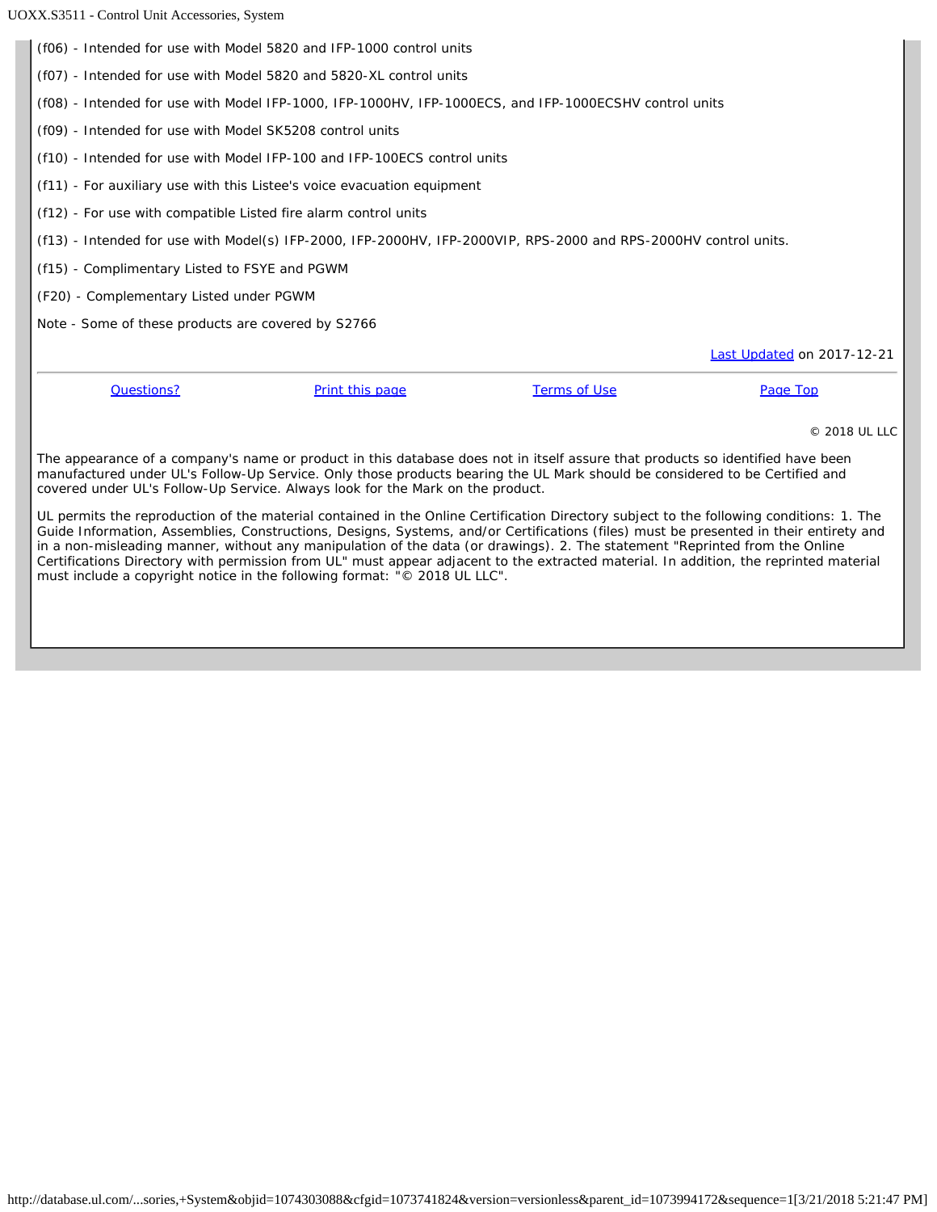(f06) - Intended for use with Model 5820 and IFP-1000 control units

(f07) - Intended for use with Model 5820 and 5820-XL control units

(f08) - Intended for use with Model IFP-1000, IFP-1000HV, IFP-1000ECS, and IFP-1000ECSHV control units

(f09) - Intended for use with Model SK5208 control units

(f10) - Intended for use with Model IFP-100 and IFP-100ECS control units

(f11) - For auxiliary use with this Listee's voice evacuation equipment

(f12) - For use with compatible Listed fire alarm control units

(f13) - Intended for use with Model(s) IFP-2000, IFP-2000HV, IFP-2000VIP, RPS-2000 and RPS-2000HV control units.

(f15) - Complimentary Listed to FSYE and PGWM

(F20) - Complementary Listed under PGWM

Note - Some of these products are covered by S2766

Last Updated on 2017-12-21

---

Questions? Print this page Terms of Use Page Top

© 2018 UL LLC

The appearance of a company's name or product in this database does not in itself assure that products so identified have been manufactured under UL's Follow-Up Service. Only those products bearing the UL Mark should be considered to be Certified and covered under UL's Follow-Up Service. Always look for the Mark on the product.

UL permits the reproduction of the material contained in the Online Certification Directory subject to the following conditions: 1. The Guide Information, Assemblies, Constructions, Designs, Systems, and/or Certifications (files) must be presented in their entirety and in a non-misleading manner, without any manipulation of the data (or drawings). 2. The statement "Reprinted from the Online Certifications Directory with permission from UL" must appear adjacent to the extracted material. In addition, the reprinted material must include a copyright notice in the following format: "© 2018 UL LLC".